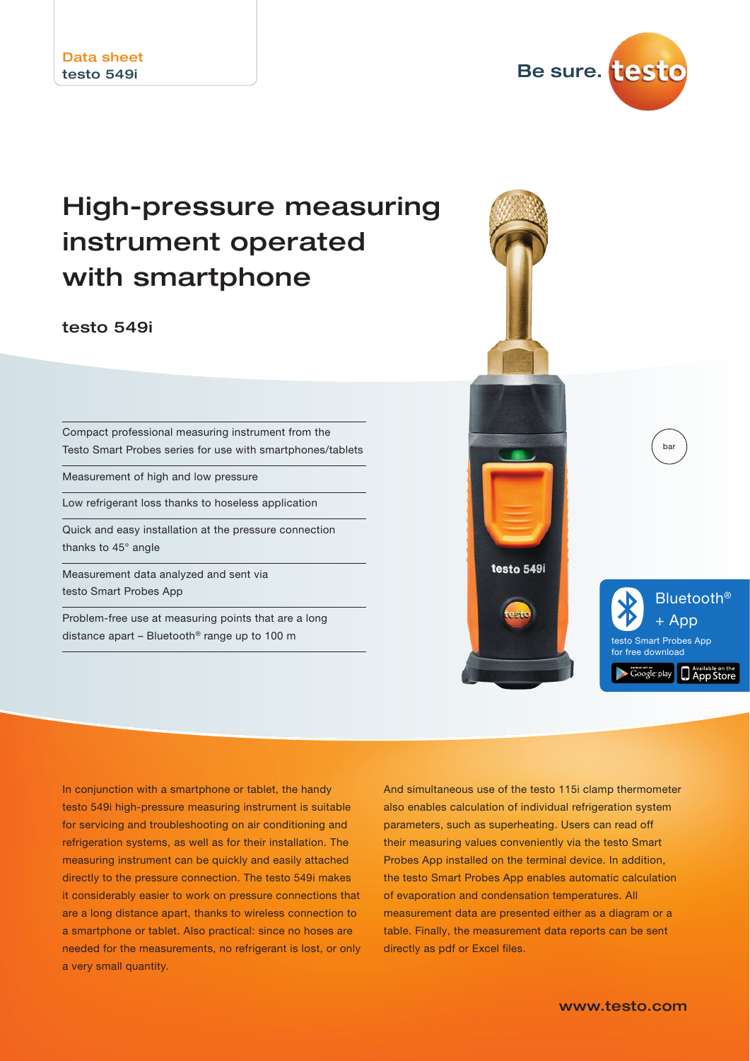Data sheet
testo 549i

Be sure. testo

# High-pressure measuring instrument operated with smartphone

## testo 549i

- Compact professional measuring instrument from the Testo Smart Probes series for use with smartphones/tablets
- Measurement of high and low pressure
- Low refrigerant loss thanks to hoseless application
- Quick and easy installation at the pressure connection thanks to 45° angle
- Measurement data analyzed and sent via testo Smart Probes App
- Problem-free use at measuring points that are a long distance apart – Bluetooth® range up to 100 m

bar

Bluetooth® + App

testo Smart Probes App for free download

In conjunction with a smartphone or tablet, the handy testo 549i high-pressure measuring instrument is suitable for servicing and troubleshooting on air conditioning and refrigeration systems, as well as for their installation. The measuring instrument can be quickly and easily attached directly to the pressure connection. The testo 549i makes it considerably easier to work on pressure connections that are a long distance apart, thanks to wireless connection to a smartphone or tablet. Also practical: since no hoses are needed for the measurements, no refrigerant is lost, or only a very small quantity.

And simultaneous use of the testo 115i clamp thermometer also enables calculation of individual refrigeration system parameters, such as superheating. Users can read off their measuring values conveniently via the testo Smart Probes App installed on the terminal device. In addition, the testo Smart Probes App enables automatic calculation of evaporation and condensation temperatures. All measurement data are presented either as a diagram or a table. Finally, the measurement data reports can be sent directly as pdf or Excel files.

www.testo.com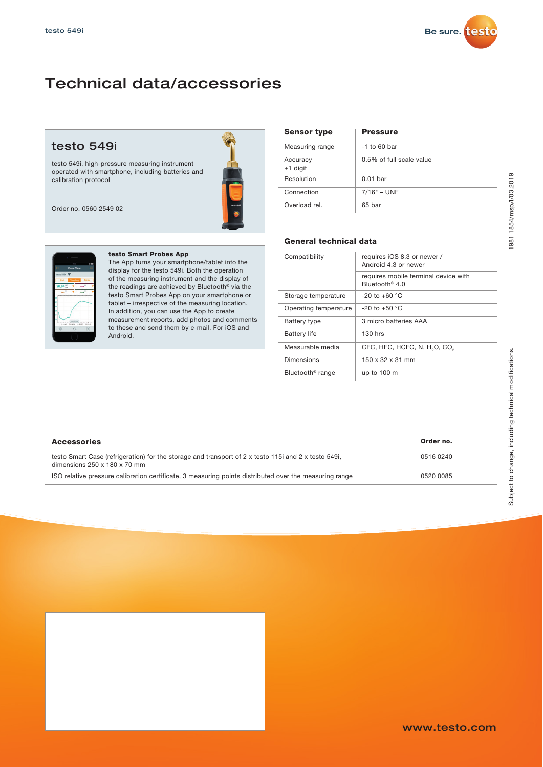# Technical data/accessories

## testo 549i

testo 549i, high-pressure measuring instrument operated with smartphone, including batteries and calibration protocol

Order no. 0560 2549 02

**testo Smart Probes App**
The App turns your smartphone/tablet into the display for the testo 549i. Both the operation of the measuring instrument and the display of the readings are achieved by Bluetooth® via the testo Smart Probes App on your smartphone or tablet – irrespective of the measuring location. In addition, you can use the App to create measurement reports, add photos and comments to these and send them by e-mail. For iOS and Android.

| Sensor type | Pressure |
|---|---|
| Measuring range | -1 to 60 bar |
| Accuracy ±1 digit | 0.5% of full scale value |
| Resolution | 0.01 bar |
| Connection | 7/16" – UNF |
| Overload rel. | 65 bar |

### General technical data

| | |
|---|---|
| Compatibility | requires iOS 8.3 or newer / Android 4.3 or newer |
| | requires mobile terminal device with Bluetooth® 4.0 |
| Storage temperature | -20 to +60 °C |
| Operating temperature | -20 to +50 °C |
| Battery type | 3 micro batteries AAA |
| Battery life | 130 hrs |
| Measurable media | CFC, HFC, HCFC, N, $H_2O$, $CO_2$ |
| Dimensions | 150 x 32 x 31 mm |
| Bluetooth® range | up to 100 m |

| Accessories | Order no. |
|---|---|
| testo Smart Case (refrigeration) for the storage and transport of 2 x testo 115i and 2 x testo 549i, dimensions 250 x 180 x 70 mm | 0516 0240 |
| ISO relative pressure calibration certificate, 3 measuring points distributed over the measuring range | 0520 0085 |

1981 1854/msp/I/03.2019

Subject to change, including technical modifications.

www.testo.com